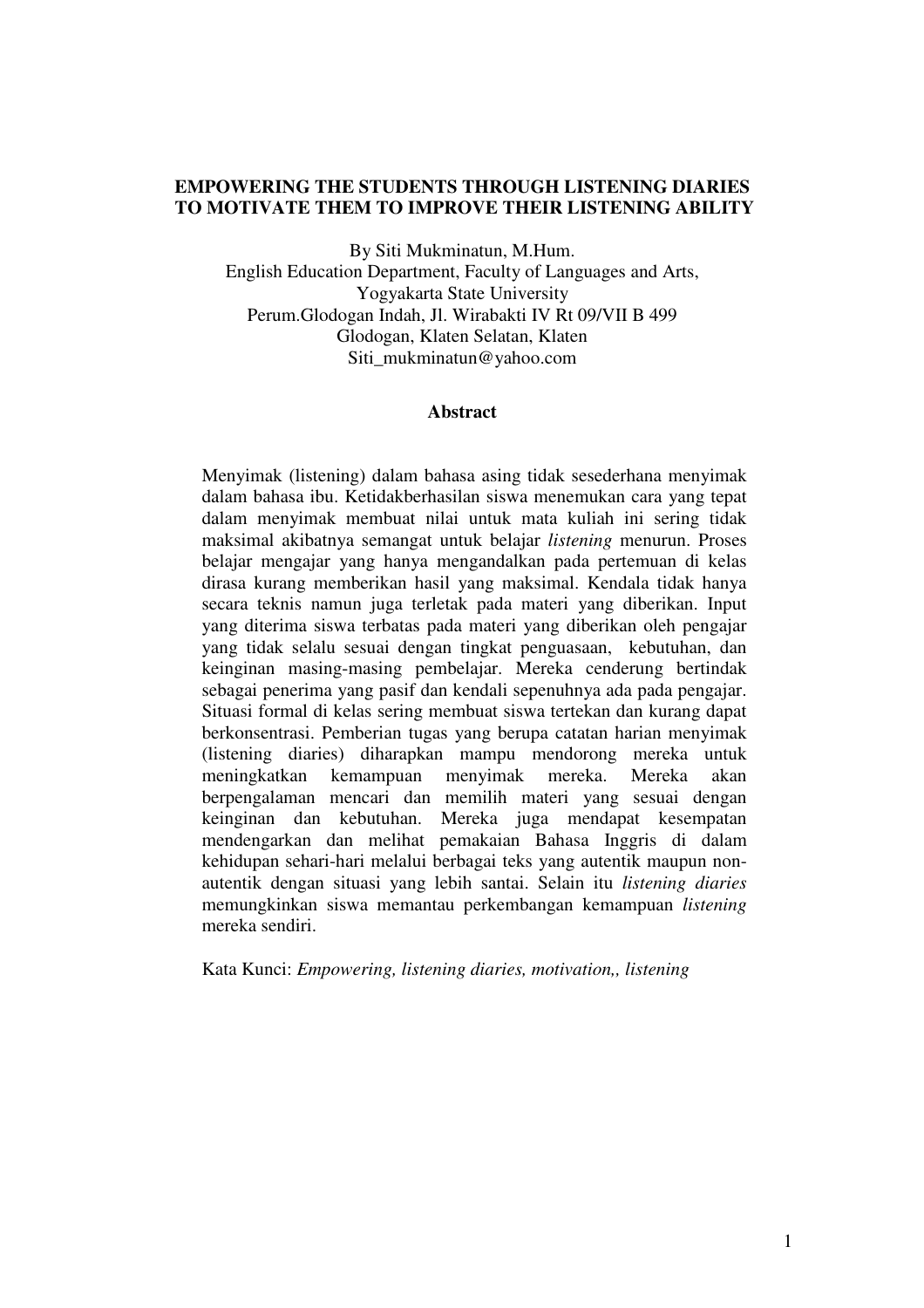# EMPOWERING THE STUDENTS THROUGH LISTENING DIARIES TO MOTIVATE THEM TO IMPROVE THEIR LISTENING ABILITY

By Siti Mukminatun, M.Hum.
English Education Department, Faculty of Languages and Arts,
Yogyakarta State University
Perum.Glodogan Indah, Jl. Wirabakti IV Rt 09/VII B 499
Glodogan, Klaten Selatan, Klaten
Siti_mukminatun@yahoo.com

## Abstract

Menyimak (listening) dalam bahasa asing tidak sesederhana menyimak dalam bahasa ibu. Ketidakberhasilan siswa menemukan cara yang tepat dalam menyimak membuat nilai untuk mata kuliah ini sering tidak maksimal akibatnya semangat untuk belajar *listening* menurun. Proses belajar mengajar yang hanya mengandalkan pada pertemuan di kelas dirasa kurang memberikan hasil yang maksimal. Kendala tidak hanya secara teknis namun juga terletak pada materi yang diberikan. Input yang diterima siswa terbatas pada materi yang diberikan oleh pengajar yang tidak selalu sesuai dengan tingkat penguasaan, kebutuhan, dan keinginan masing-masing pembelajar. Mereka cenderung bertindak sebagai penerima yang pasif dan kendali sepenuhnya ada pada pengajar. Situasi formal di kelas sering membuat siswa tertekan dan kurang dapat berkonsentrasi. Pemberian tugas yang berupa catatan harian menyimak (listening diaries) diharapkan mampu mendorong mereka untuk meningkatkan kemampuan menyimak mereka. Mereka akan berpengalaman mencari dan memilih materi yang sesuai dengan keinginan dan kebutuhan. Mereka juga mendapat kesempatan mendengarkan dan melihat pemakaian Bahasa Inggris di dalam kehidupan sehari-hari melalui berbagai teks yang autentik maupun non-autentik dengan situasi yang lebih santai. Selain itu *listening diaries* memungkinkan siswa memantau perkembangan kemampuan *listening* mereka sendiri.

Kata Kunci: *Empowering, listening diaries, motivation,, listening*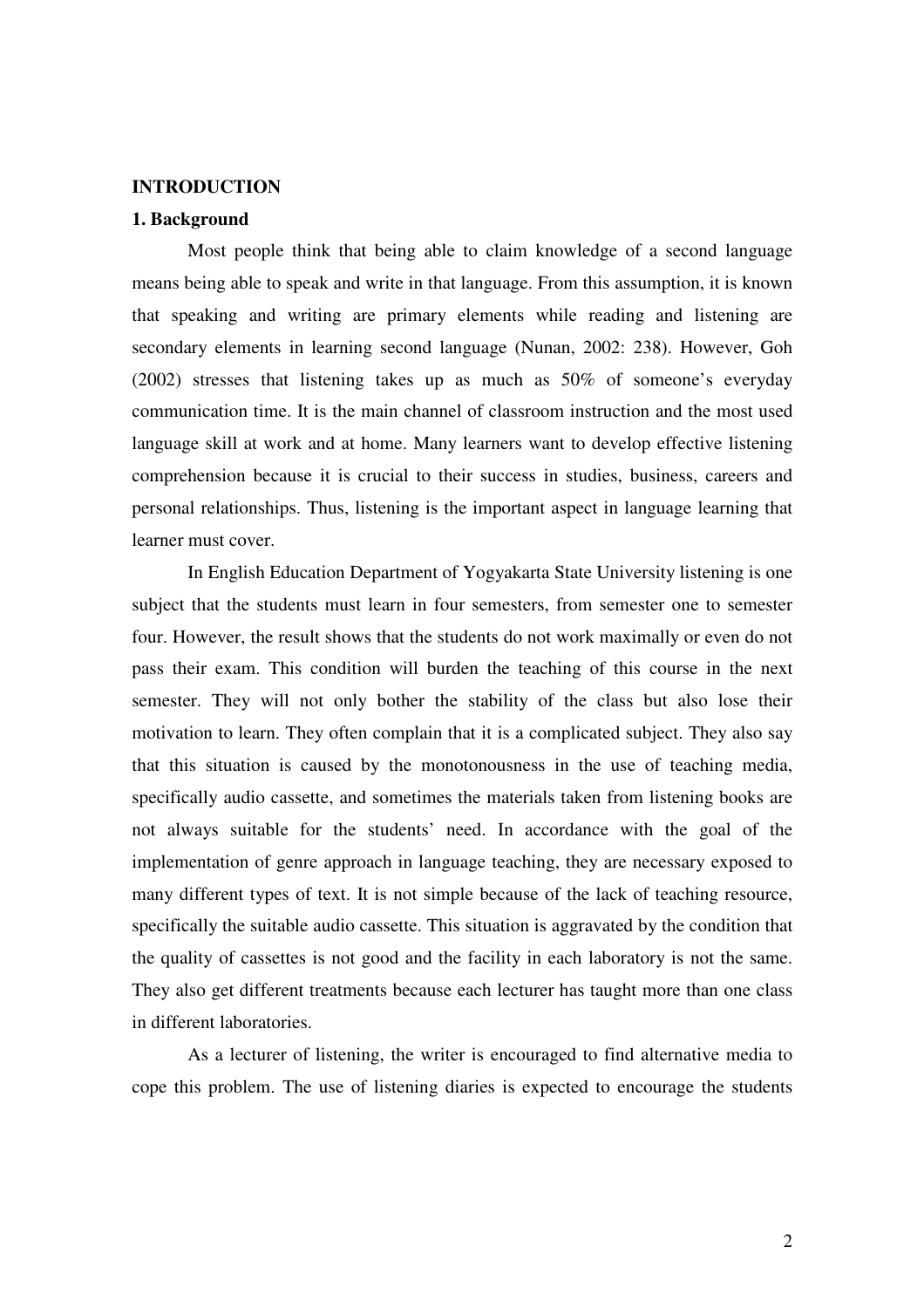# INTRODUCTION

## 1. Background

Most people think that being able to claim knowledge of a second language means being able to speak and write in that language. From this assumption, it is known that speaking and writing are primary elements while reading and listening are secondary elements in learning second language (Nunan, 2002: 238). However, Goh (2002) stresses that listening takes up as much as 50% of someone's everyday communication time. It is the main channel of classroom instruction and the most used language skill at work and at home. Many learners want to develop effective listening comprehension because it is crucial to their success in studies, business, careers and personal relationships. Thus, listening is the important aspect in language learning that learner must cover.

In English Education Department of Yogyakarta State University listening is one subject that the students must learn in four semesters, from semester one to semester four. However, the result shows that the students do not work maximally or even do not pass their exam. This condition will burden the teaching of this course in the next semester. They will not only bother the stability of the class but also lose their motivation to learn. They often complain that it is a complicated subject. They also say that this situation is caused by the monotonousness in the use of teaching media, specifically audio cassette, and sometimes the materials taken from listening books are not always suitable for the students' need. In accordance with the goal of the implementation of genre approach in language teaching, they are necessary exposed to many different types of text. It is not simple because of the lack of teaching resource, specifically the suitable audio cassette. This situation is aggravated by the condition that the quality of cassettes is not good and the facility in each laboratory is not the same. They also get different treatments because each lecturer has taught more than one class in different laboratories.

As a lecturer of listening, the writer is encouraged to find alternative media to cope this problem. The use of listening diaries is expected to encourage the students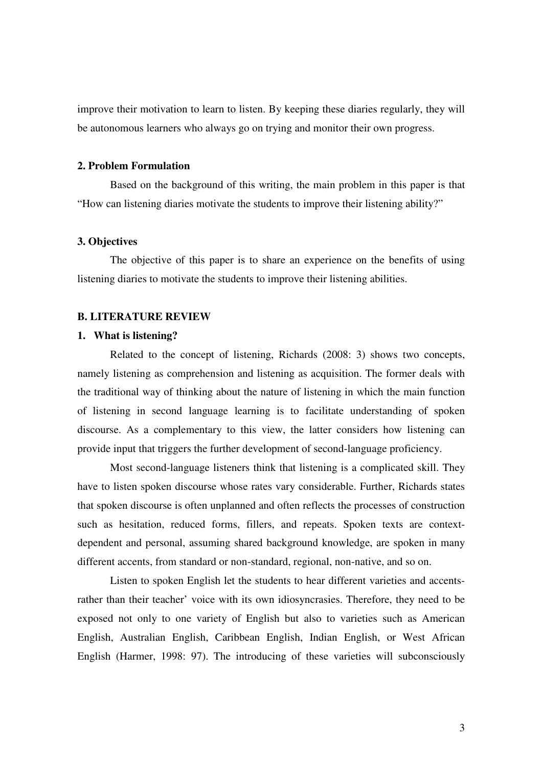improve their motivation to learn to listen. By keeping these diaries regularly, they will be autonomous learners who always go on trying and monitor their own progress.

### 2. Problem Formulation

Based on the background of this writing, the main problem in this paper is that "How can listening diaries motivate the students to improve their listening ability?"

### 3. Objectives

The objective of this paper is to share an experience on the benefits of using listening diaries to motivate the students to improve their listening abilities.

## B. LITERATURE REVIEW

### 1. What is listening?

Related to the concept of listening, Richards (2008: 3) shows two concepts, namely listening as comprehension and listening as acquisition. The former deals with the traditional way of thinking about the nature of listening in which the main function of listening in second language learning is to facilitate understanding of spoken discourse. As a complementary to this view, the latter considers how listening can provide input that triggers the further development of second-language proficiency.

Most second-language listeners think that listening is a complicated skill. They have to listen spoken discourse whose rates vary considerable. Further, Richards states that spoken discourse is often unplanned and often reflects the processes of construction such as hesitation, reduced forms, fillers, and repeats. Spoken texts are context-dependent and personal, assuming shared background knowledge, are spoken in many different accents, from standard or non-standard, regional, non-native, and so on.

Listen to spoken English let the students to hear different varieties and accents-rather than their teacher' voice with its own idiosyncrasies. Therefore, they need to be exposed not only to one variety of English but also to varieties such as American English, Australian English, Caribbean English, Indian English, or West African English (Harmer, 1998: 97). The introducing of these varieties will subconsciously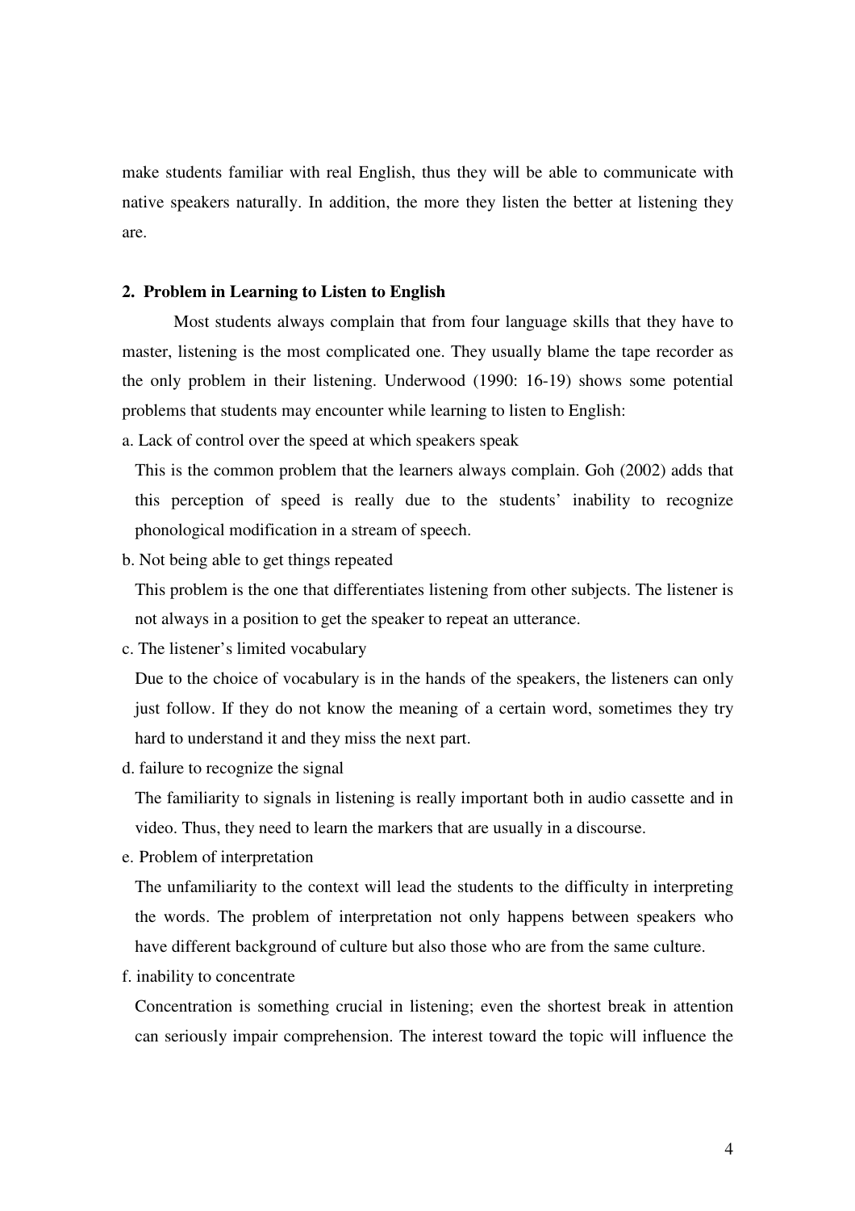make students familiar with real English, thus they will be able to communicate with native speakers naturally. In addition, the more they listen the better at listening they are.

### 2. Problem in Learning to Listen to English

Most students always complain that from four language skills that they have to master, listening is the most complicated one. They usually blame the tape recorder as the only problem in their listening. Underwood (1990: 16-19) shows some potential problems that students may encounter while learning to listen to English:

a. Lack of control over the speed at which speakers speak

This is the common problem that the learners always complain. Goh (2002) adds that this perception of speed is really due to the students' inability to recognize phonological modification in a stream of speech.

b. Not being able to get things repeated

This problem is the one that differentiates listening from other subjects. The listener is not always in a position to get the speaker to repeat an utterance.

c. The listener's limited vocabulary

Due to the choice of vocabulary is in the hands of the speakers, the listeners can only just follow. If they do not know the meaning of a certain word, sometimes they try hard to understand it and they miss the next part.

d. failure to recognize the signal

The familiarity to signals in listening is really important both in audio cassette and in video. Thus, they need to learn the markers that are usually in a discourse.

e. Problem of interpretation

The unfamiliarity to the context will lead the students to the difficulty in interpreting the words. The problem of interpretation not only happens between speakers who have different background of culture but also those who are from the same culture.

f. inability to concentrate

Concentration is something crucial in listening; even the shortest break in attention can seriously impair comprehension. The interest toward the topic will influence the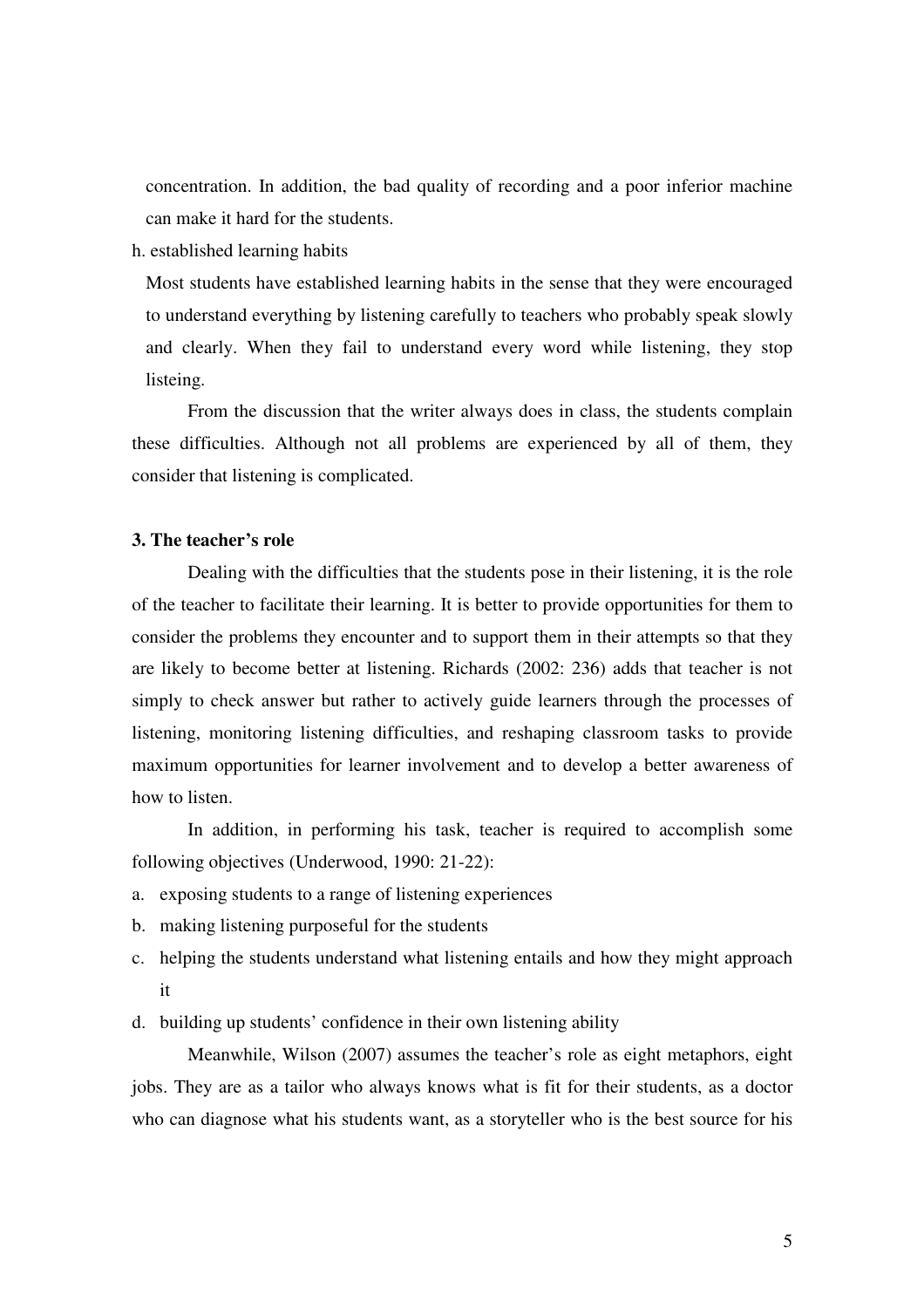concentration. In addition, the bad quality of recording and a poor inferior machine can make it hard for the students.

h. established learning habits

Most students have established learning habits in the sense that they were encouraged to understand everything by listening carefully to teachers who probably speak slowly and clearly. When they fail to understand every word while listening, they stop listeing.

From the discussion that the writer always does in class, the students complain these difficulties. Although not all problems are experienced by all of them, they consider that listening is complicated.

### 3. The teacher's role

Dealing with the difficulties that the students pose in their listening, it is the role of the teacher to facilitate their learning. It is better to provide opportunities for them to consider the problems they encounter and to support them in their attempts so that they are likely to become better at listening. Richards (2002: 236) adds that teacher is not simply to check answer but rather to actively guide learners through the processes of listening, monitoring listening difficulties, and reshaping classroom tasks to provide maximum opportunities for learner involvement and to develop a better awareness of how to listen.

In addition, in performing his task, teacher is required to accomplish some following objectives (Underwood, 1990: 21-22):

a. exposing students to a range of listening experiences
b. making listening purposeful for the students
c. helping the students understand what listening entails and how they might approach it
d. building up students' confidence in their own listening ability

Meanwhile, Wilson (2007) assumes the teacher's role as eight metaphors, eight jobs. They are as a tailor who always knows what is fit for their students, as a doctor who can diagnose what his students want, as a storyteller who is the best source for his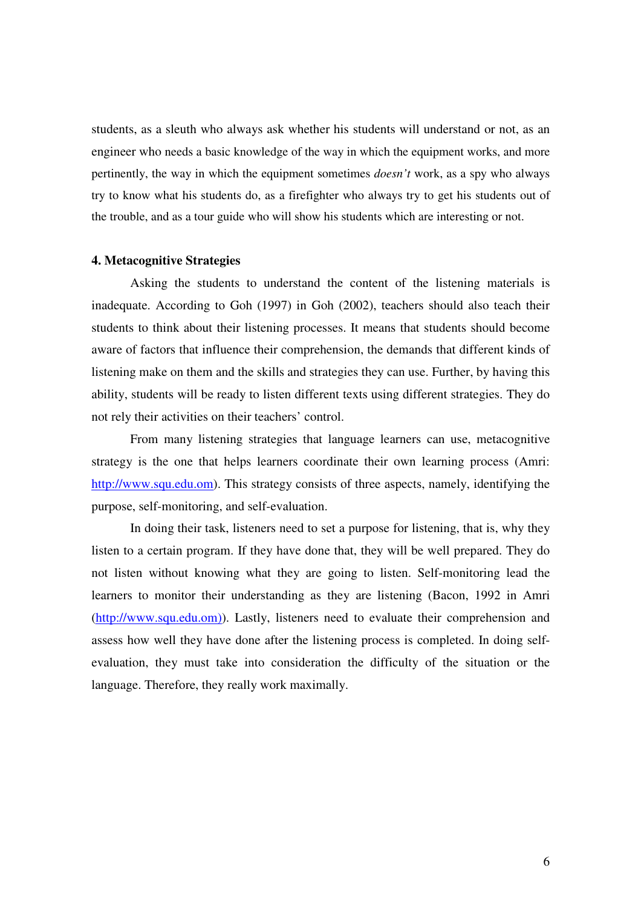students, as a sleuth who always ask whether his students will understand or not, as an engineer who needs a basic knowledge of the way in which the equipment works, and more pertinently, the way in which the equipment sometimes *doesn't* work, as a spy who always try to know what his students do, as a firefighter who always try to get his students out of the trouble, and as a tour guide who will show his students which are interesting or not.

### 4. Metacognitive Strategies

Asking the students to understand the content of the listening materials is inadequate. According to Goh (1997) in Goh (2002), teachers should also teach their students to think about their listening processes. It means that students should become aware of factors that influence their comprehension, the demands that different kinds of listening make on them and the skills and strategies they can use. Further, by having this ability, students will be ready to listen different texts using different strategies. They do not rely their activities on their teachers' control.

From many listening strategies that language learners can use, metacognitive strategy is the one that helps learners coordinate their own learning process (Amri: http://www.squ.edu.om). This strategy consists of three aspects, namely, identifying the purpose, self-monitoring, and self-evaluation.

In doing their task, listeners need to set a purpose for listening, that is, why they listen to a certain program. If they have done that, they will be well prepared. They do not listen without knowing what they are going to listen. Self-monitoring lead the learners to monitor their understanding as they are listening (Bacon, 1992 in Amri (http://www.squ.edu.om)). Lastly, listeners need to evaluate their comprehension and assess how well they have done after the listening process is completed. In doing self-evaluation, they must take into consideration the difficulty of the situation or the language. Therefore, they really work maximally.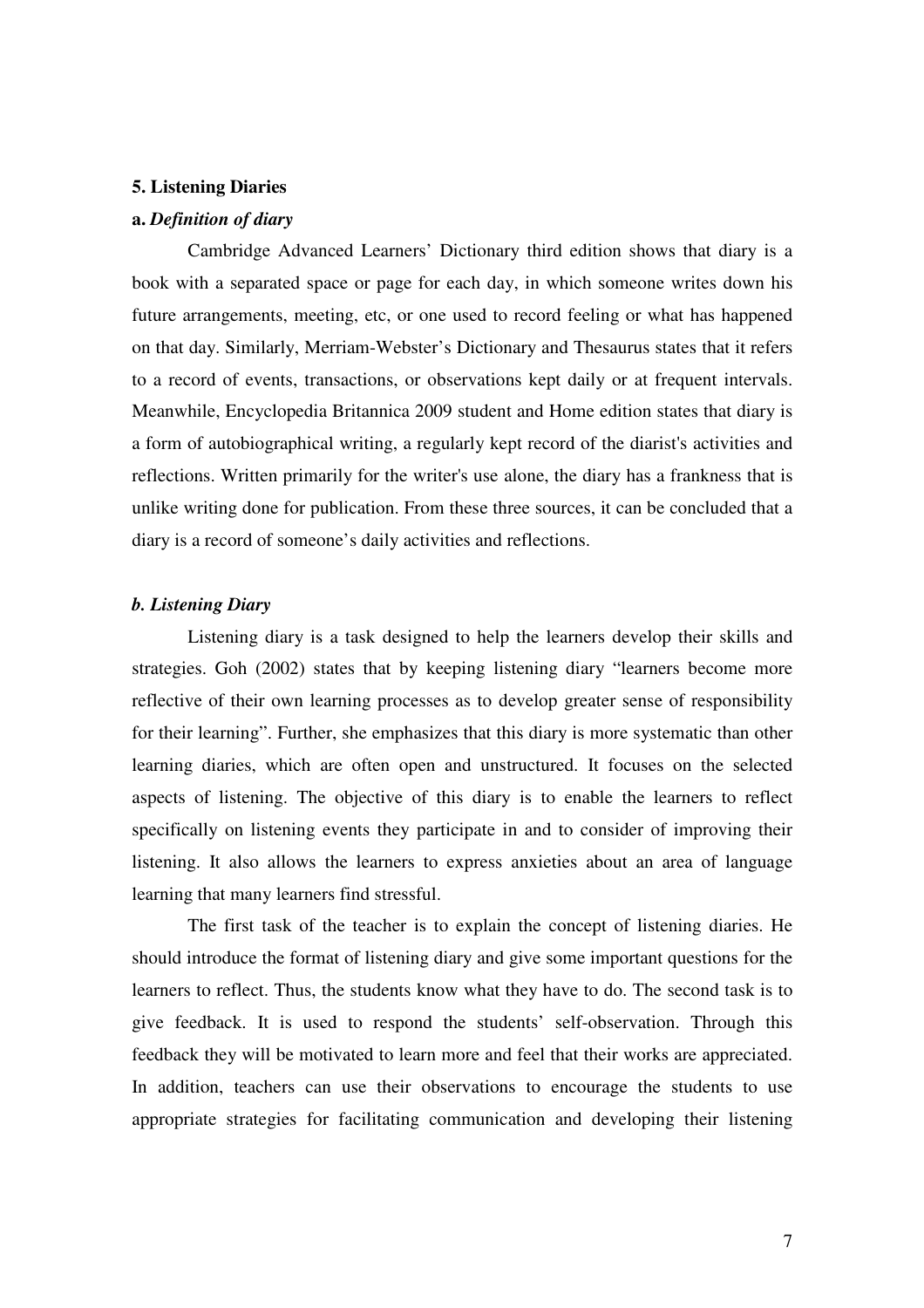**5. Listening Diaries**

**a.** ***Definition of diary***

Cambridge Advanced Learners' Dictionary third edition shows that diary is a book with a separated space or page for each day, in which someone writes down his future arrangements, meeting, etc, or one used to record feeling or what has happened on that day. Similarly, Merriam-Webster's Dictionary and Thesaurus states that it refers to a record of events, transactions, or observations kept daily or at frequent intervals. Meanwhile, Encyclopedia Britannica 2009 student and Home edition states that diary is a form of autobiographical writing, a regularly kept record of the diarist's activities and reflections. Written primarily for the writer's use alone, the diary has a frankness that is unlike writing done for publication. From these three sources, it can be concluded that a diary is a record of someone's daily activities and reflections.

***b. Listening Diary***

Listening diary is a task designed to help the learners develop their skills and strategies. Goh (2002) states that by keeping listening diary "learners become more reflective of their own learning processes as to develop greater sense of responsibility for their learning". Further, she emphasizes that this diary is more systematic than other learning diaries, which are often open and unstructured. It focuses on the selected aspects of listening. The objective of this diary is to enable the learners to reflect specifically on listening events they participate in and to consider of improving their listening. It also allows the learners to express anxieties about an area of language learning that many learners find stressful.

The first task of the teacher is to explain the concept of listening diaries. He should introduce the format of listening diary and give some important questions for the learners to reflect. Thus, the students know what they have to do. The second task is to give feedback. It is used to respond the students' self-observation. Through this feedback they will be motivated to learn more and feel that their works are appreciated. In addition, teachers can use their observations to encourage the students to use appropriate strategies for facilitating communication and developing their listening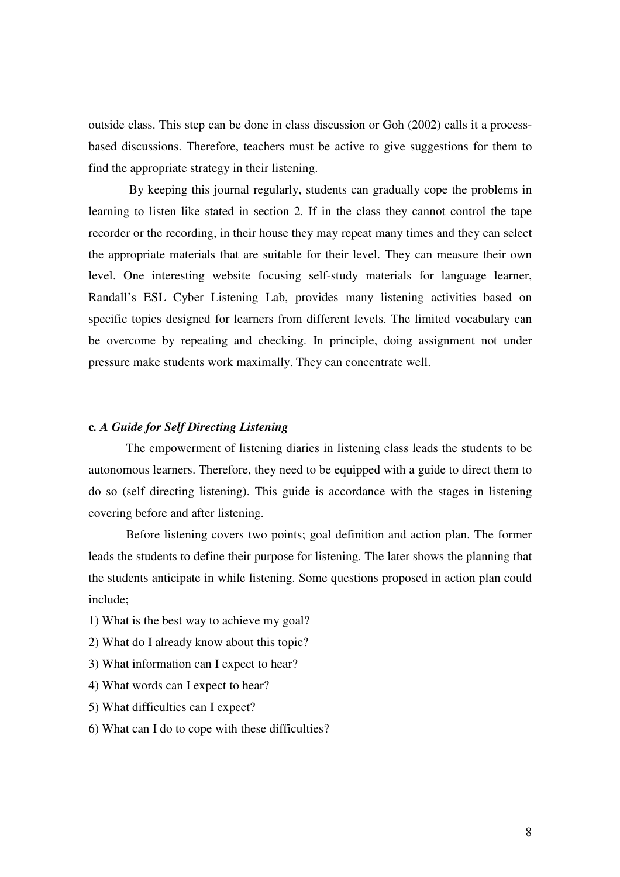outside class. This step can be done in class discussion or Goh (2002) calls it a process-based discussions. Therefore, teachers must be active to give suggestions for them to find the appropriate strategy in their listening.

By keeping this journal regularly, students can gradually cope the problems in learning to listen like stated in section 2. If in the class they cannot control the tape recorder or the recording, in their house they may repeat many times and they can select the appropriate materials that are suitable for their level. They can measure their own level. One interesting website focusing self-study materials for language learner, Randall's ESL Cyber Listening Lab, provides many listening activities based on specific topics designed for learners from different levels. The limited vocabulary can be overcome by repeating and checking. In principle, doing assignment not under pressure make students work maximally. They can concentrate well.

### c. *A Guide for Self Directing Listening*

The empowerment of listening diaries in listening class leads the students to be autonomous learners. Therefore, they need to be equipped with a guide to direct them to do so (self directing listening). This guide is accordance with the stages in listening covering before and after listening.

Before listening covers two points; goal definition and action plan. The former leads the students to define their purpose for listening. The later shows the planning that the students anticipate in while listening. Some questions proposed in action plan could include;

1) What is the best way to achieve my goal?
2) What do I already know about this topic?
3) What information can I expect to hear?
4) What words can I expect to hear?
5) What difficulties can I expect?
6) What can I do to cope with these difficulties?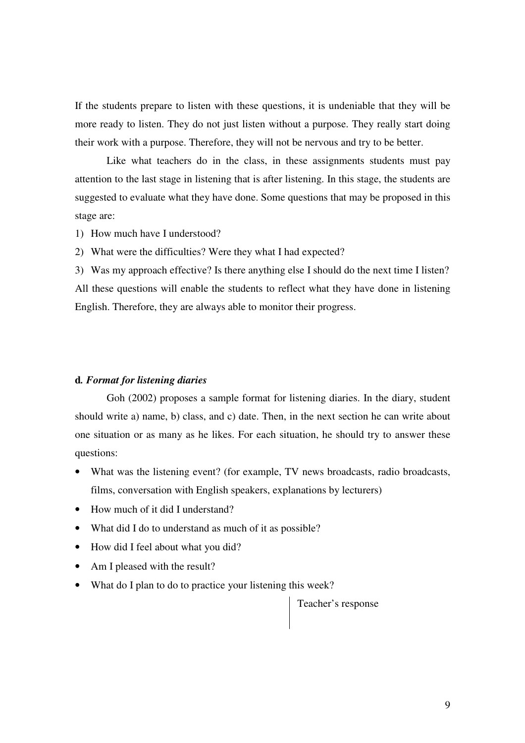If the students prepare to listen with these questions, it is undeniable that they will be more ready to listen. They do not just listen without a purpose. They really start doing their work with a purpose. Therefore, they will not be nervous and try to be better.

Like what teachers do in the class, in these assignments students must pay attention to the last stage in listening that is after listening. In this stage, the students are suggested to evaluate what they have done. Some questions that may be proposed in this stage are:

1) How much have I understood?
2) What were the difficulties? Were they what I had expected?
3) Was my approach effective? Is there anything else I should do the next time I listen?

All these questions will enable the students to reflect what they have done in listening English. Therefore, they are always able to monitor their progress.

**d. *Format for listening diaries***

Goh (2002) proposes a sample format for listening diaries. In the diary, student should write a) name, b) class, and c) date. Then, in the next section he can write about one situation or as many as he likes. For each situation, he should try to answer these questions:

- What was the listening event? (for example, TV news broadcasts, radio broadcasts, films, conversation with English speakers, explanations by lecturers)
- How much of it did I understand?
- What did I do to understand as much of it as possible?
- How did I feel about what you did?
- Am I pleased with the result?
- What do I plan to do to practice your listening this week?

Teacher's response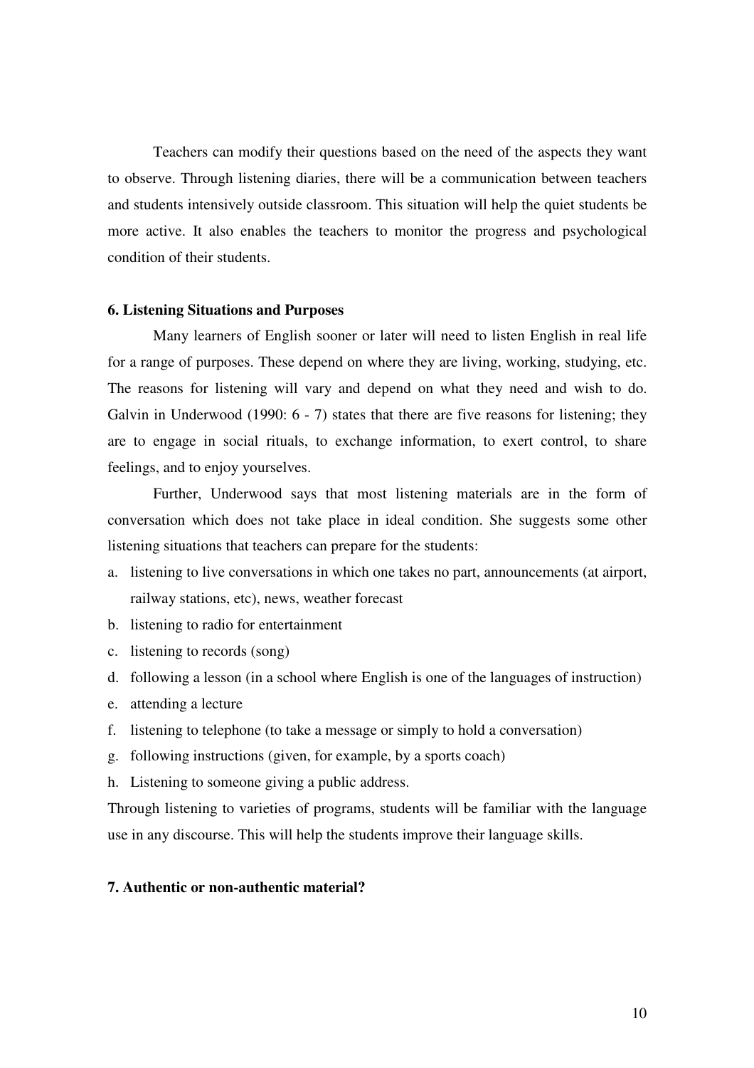Teachers can modify their questions based on the need of the aspects they want to observe. Through listening diaries, there will be a communication between teachers and students intensively outside classroom. This situation will help the quiet students be more active. It also enables the teachers to monitor the progress and psychological condition of their students.

### 6. Listening Situations and Purposes

Many learners of English sooner or later will need to listen English in real life for a range of purposes. These depend on where they are living, working, studying, etc. The reasons for listening will vary and depend on what they need and wish to do. Galvin in Underwood (1990: 6 - 7) states that there are five reasons for listening; they are to engage in social rituals, to exchange information, to exert control, to share feelings, and to enjoy yourselves.

Further, Underwood says that most listening materials are in the form of conversation which does not take place in ideal condition. She suggests some other listening situations that teachers can prepare for the students:

a. listening to live conversations in which one takes no part, announcements (at airport, railway stations, etc), news, weather forecast
b. listening to radio for entertainment
c. listening to records (song)
d. following a lesson (in a school where English is one of the languages of instruction)
e. attending a lecture
f. listening to telephone (to take a message or simply to hold a conversation)
g. following instructions (given, for example, by a sports coach)
h. Listening to someone giving a public address.

Through listening to varieties of programs, students will be familiar with the language use in any discourse. This will help the students improve their language skills.

### 7. Authentic or non-authentic material?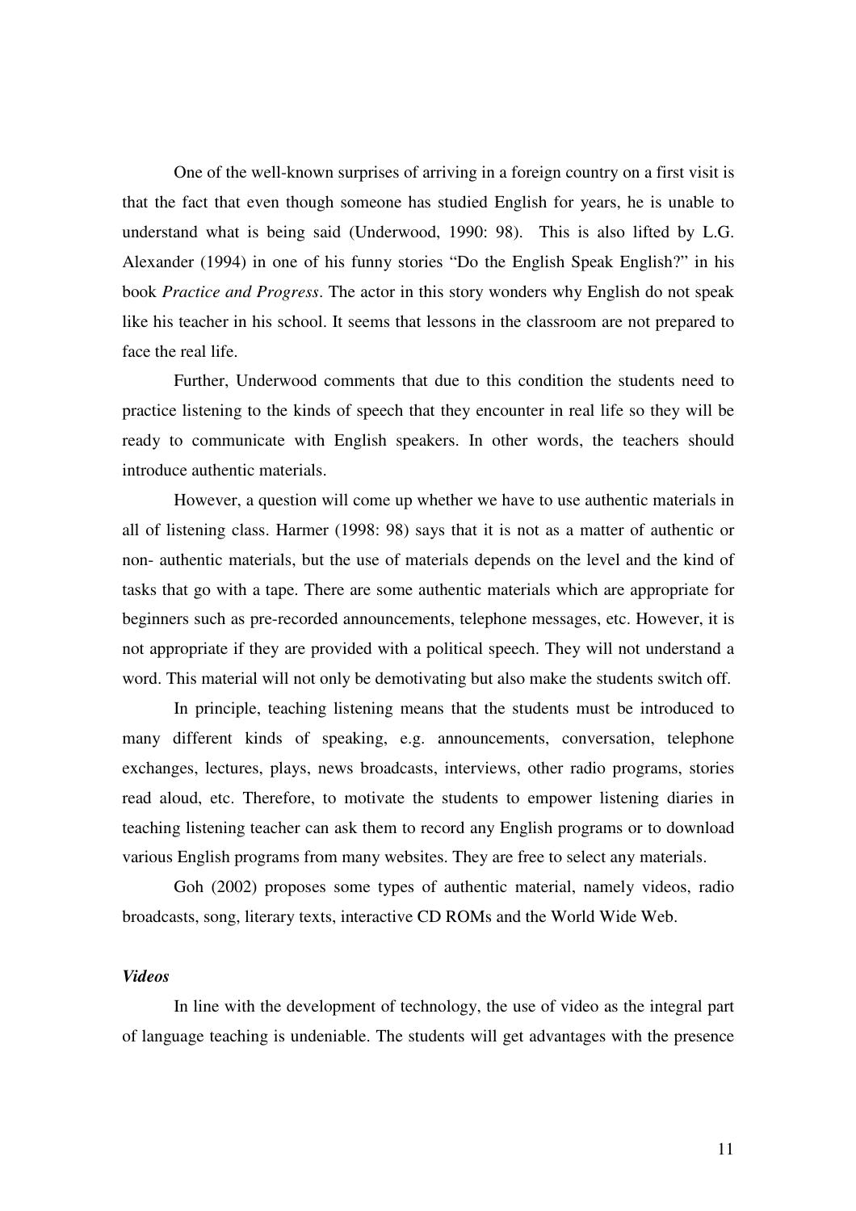One of the well-known surprises of arriving in a foreign country on a first visit is that the fact that even though someone has studied English for years, he is unable to understand what is being said (Underwood, 1990: 98). This is also lifted by L.G. Alexander (1994) in one of his funny stories "Do the English Speak English?" in his book *Practice and Progress*. The actor in this story wonders why English do not speak like his teacher in his school. It seems that lessons in the classroom are not prepared to face the real life.

Further, Underwood comments that due to this condition the students need to practice listening to the kinds of speech that they encounter in real life so they will be ready to communicate with English speakers. In other words, the teachers should introduce authentic materials.

However, a question will come up whether we have to use authentic materials in all of listening class. Harmer (1998: 98) says that it is not as a matter of authentic or non- authentic materials, but the use of materials depends on the level and the kind of tasks that go with a tape. There are some authentic materials which are appropriate for beginners such as pre-recorded announcements, telephone messages, etc. However, it is not appropriate if they are provided with a political speech. They will not understand a word. This material will not only be demotivating but also make the students switch off.

In principle, teaching listening means that the students must be introduced to many different kinds of speaking, e.g. announcements, conversation, telephone exchanges, lectures, plays, news broadcasts, interviews, other radio programs, stories read aloud, etc. Therefore, to motivate the students to empower listening diaries in teaching listening teacher can ask them to record any English programs or to download various English programs from many websites. They are free to select any materials.

Goh (2002) proposes some types of authentic material, namely videos, radio broadcasts, song, literary texts, interactive CD ROMs and the World Wide Web.

***Videos***

In line with the development of technology, the use of video as the integral part of language teaching is undeniable. The students will get advantages with the presence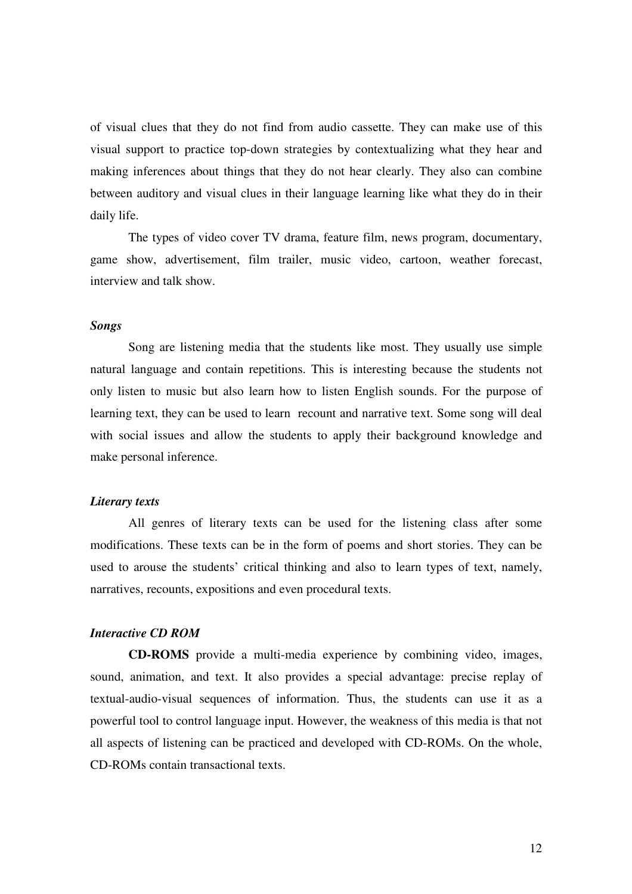of visual clues that they do not find from audio cassette. They can make use of this visual support to practice top-down strategies by contextualizing what they hear and making inferences about things that they do not hear clearly. They also can combine between auditory and visual clues in their language learning like what they do in their daily life.

The types of video cover TV drama, feature film, news program, documentary, game show, advertisement, film trailer, music video, cartoon, weather forecast, interview and talk show.

***Songs***

Song are listening media that the students like most. They usually use simple natural language and contain repetitions. This is interesting because the students not only listen to music but also learn how to listen English sounds. For the purpose of learning text, they can be used to learn recount and narrative text. Some song will deal with social issues and allow the students to apply their background knowledge and make personal inference.

***Literary texts***

All genres of literary texts can be used for the listening class after some modifications. These texts can be in the form of poems and short stories. They can be used to arouse the students' critical thinking and also to learn types of text, namely, narratives, recounts, expositions and even procedural texts.

***Interactive CD ROM***

**CD-ROMS** provide a multi-media experience by combining video, images, sound, animation, and text. It also provides a special advantage: precise replay of textual-audio-visual sequences of information. Thus, the students can use it as a powerful tool to control language input. However, the weakness of this media is that not all aspects of listening can be practiced and developed with CD-ROMs. On the whole, CD-ROMs contain transactional texts.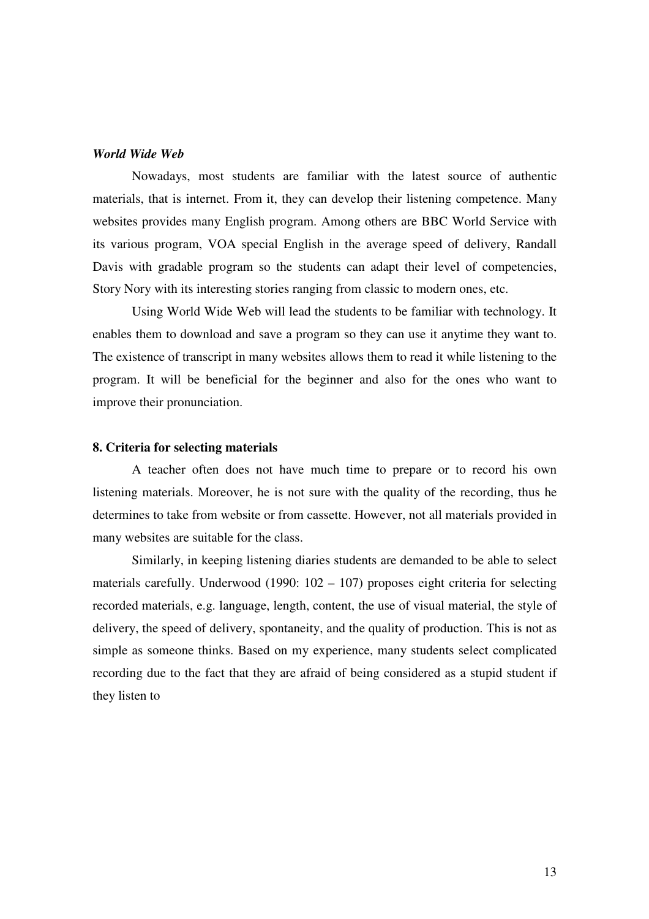***World Wide Web***

Nowadays, most students are familiar with the latest source of authentic materials, that is internet. From it, they can develop their listening competence. Many websites provides many English program. Among others are BBC World Service with its various program, VOA special English in the average speed of delivery, Randall Davis with gradable program so the students can adapt their level of competencies, Story Nory with its interesting stories ranging from classic to modern ones, etc.

Using World Wide Web will lead the students to be familiar with technology. It enables them to download and save a program so they can use it anytime they want to. The existence of transcript in many websites allows them to read it while listening to the program. It will be beneficial for the beginner and also for the ones who want to improve their pronunciation.

**8. Criteria for selecting materials**

A teacher often does not have much time to prepare or to record his own listening materials. Moreover, he is not sure with the quality of the recording, thus he determines to take from website or from cassette. However, not all materials provided in many websites are suitable for the class.

Similarly, in keeping listening diaries students are demanded to be able to select materials carefully. Underwood (1990: 102 – 107) proposes eight criteria for selecting recorded materials, e.g. language, length, content, the use of visual material, the style of delivery, the speed of delivery, spontaneity, and the quality of production. This is not as simple as someone thinks. Based on my experience, many students select complicated recording due to the fact that they are afraid of being considered as a stupid student if they listen to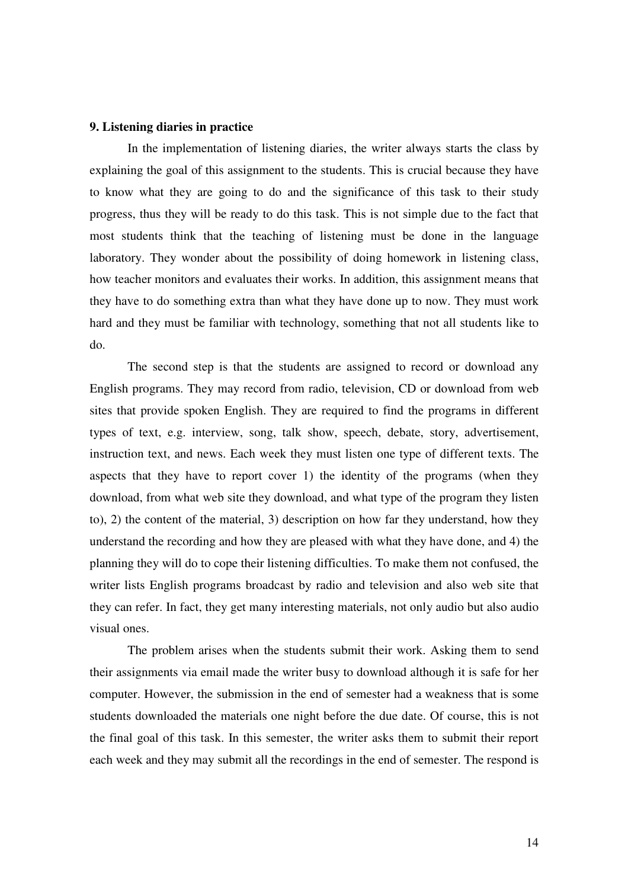**9. Listening diaries in practice**

In the implementation of listening diaries, the writer always starts the class by explaining the goal of this assignment to the students. This is crucial because they have to know what they are going to do and the significance of this task to their study progress, thus they will be ready to do this task. This is not simple due to the fact that most students think that the teaching of listening must be done in the language laboratory. They wonder about the possibility of doing homework in listening class, how teacher monitors and evaluates their works. In addition, this assignment means that they have to do something extra than what they have done up to now. They must work hard and they must be familiar with technology, something that not all students like to do.

The second step is that the students are assigned to record or download any English programs. They may record from radio, television, CD or download from web sites that provide spoken English. They are required to find the programs in different types of text, e.g. interview, song, talk show, speech, debate, story, advertisement, instruction text, and news. Each week they must listen one type of different texts. The aspects that they have to report cover 1) the identity of the programs (when they download, from what web site they download, and what type of the program they listen to), 2) the content of the material, 3) description on how far they understand, how they understand the recording and how they are pleased with what they have done, and 4) the planning they will do to cope their listening difficulties. To make them not confused, the writer lists English programs broadcast by radio and television and also web site that they can refer. In fact, they get many interesting materials, not only audio but also audio visual ones.

The problem arises when the students submit their work. Asking them to send their assignments via email made the writer busy to download although it is safe for her computer. However, the submission in the end of semester had a weakness that is some students downloaded the materials one night before the due date. Of course, this is not the final goal of this task. In this semester, the writer asks them to submit their report each week and they may submit all the recordings in the end of semester. The respond is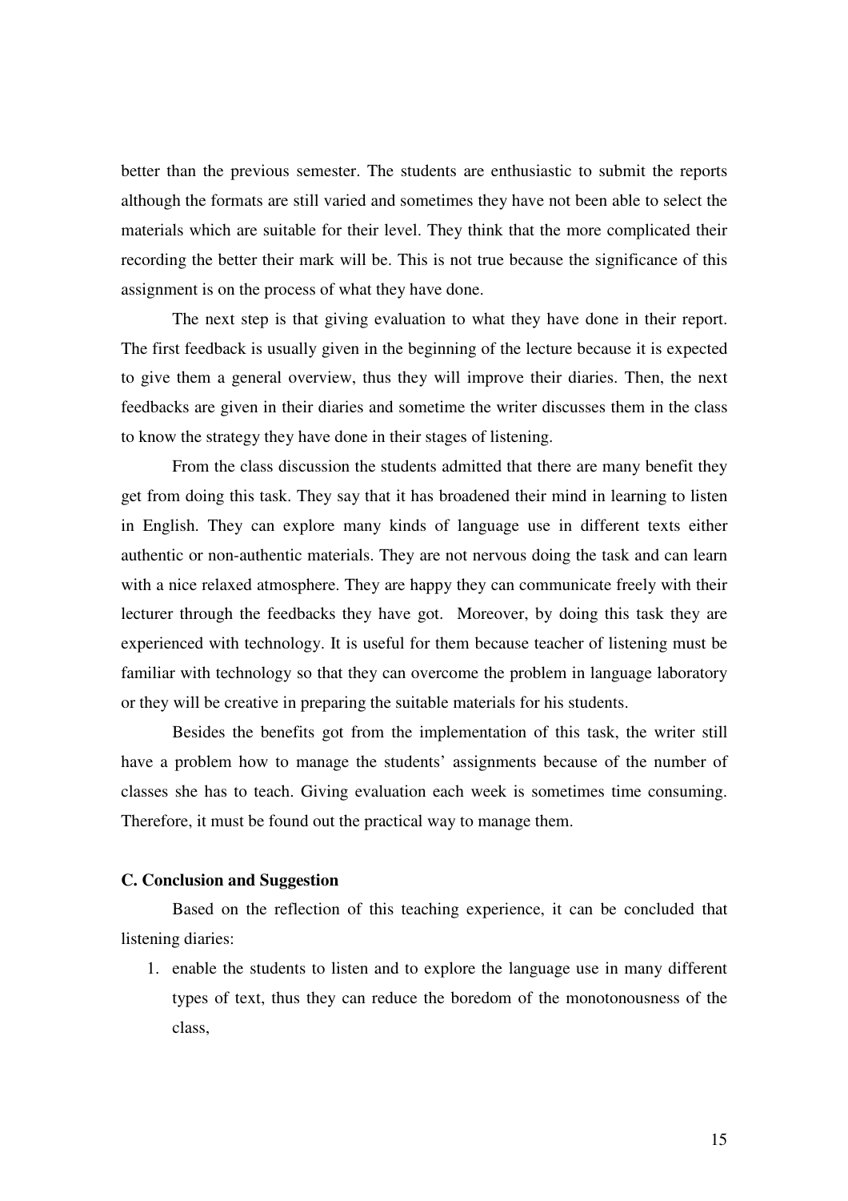better than the previous semester. The students are enthusiastic to submit the reports although the formats are still varied and sometimes they have not been able to select the materials which are suitable for their level. They think that the more complicated their recording the better their mark will be. This is not true because the significance of this assignment is on the process of what they have done.

The next step is that giving evaluation to what they have done in their report. The first feedback is usually given in the beginning of the lecture because it is expected to give them a general overview, thus they will improve their diaries. Then, the next feedbacks are given in their diaries and sometime the writer discusses them in the class to know the strategy they have done in their stages of listening.

From the class discussion the students admitted that there are many benefit they get from doing this task. They say that it has broadened their mind in learning to listen in English. They can explore many kinds of language use in different texts either authentic or non-authentic materials. They are not nervous doing the task and can learn with a nice relaxed atmosphere. They are happy they can communicate freely with their lecturer through the feedbacks they have got. Moreover, by doing this task they are experienced with technology. It is useful for them because teacher of listening must be familiar with technology so that they can overcome the problem in language laboratory or they will be creative in preparing the suitable materials for his students.

Besides the benefits got from the implementation of this task, the writer still have a problem how to manage the students' assignments because of the number of classes she has to teach. Giving evaluation each week is sometimes time consuming. Therefore, it must be found out the practical way to manage them.

**C. Conclusion and Suggestion**

Based on the reflection of this teaching experience, it can be concluded that listening diaries:

1. enable the students to listen and to explore the language use in many different types of text, thus they can reduce the boredom of the monotonousness of the class,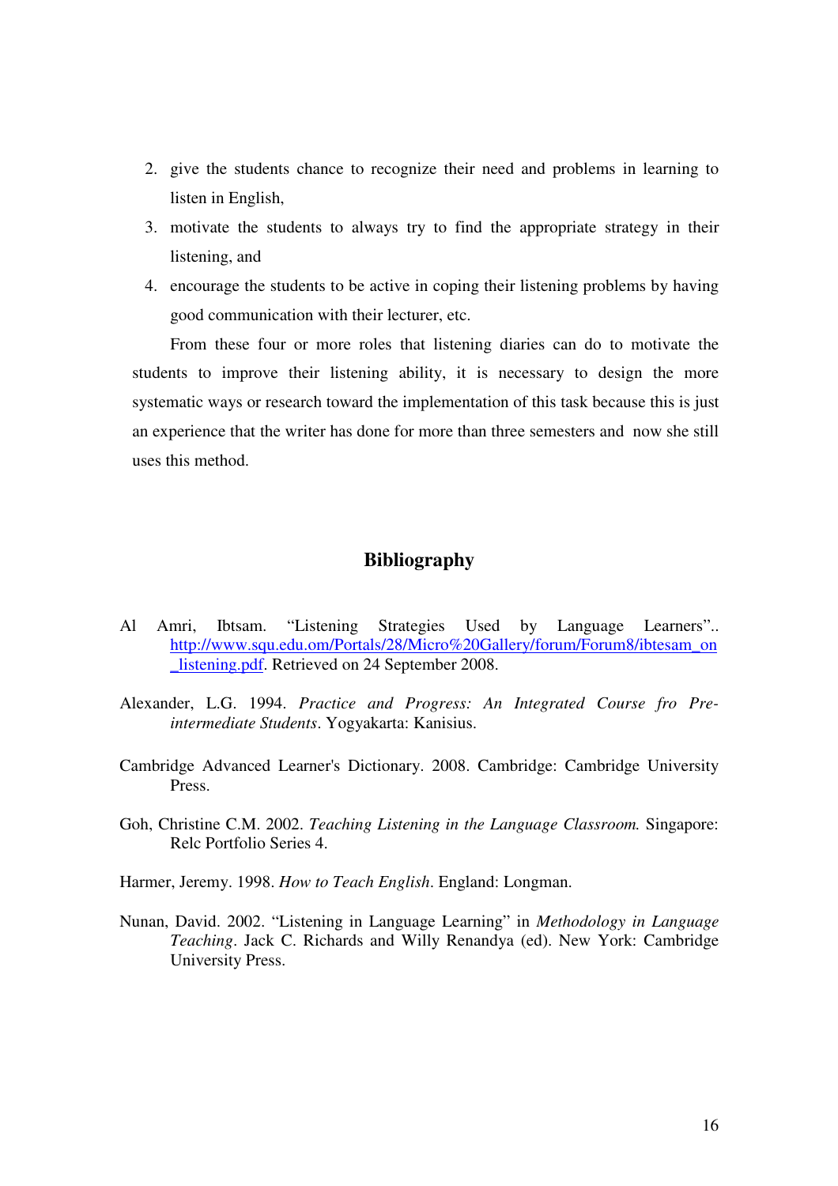2. give the students chance to recognize their need and problems in learning to listen in English,
3. motivate the students to always try to find the appropriate strategy in their listening, and
4. encourage the students to be active in coping their listening problems by having good communication with their lecturer, etc.

From these four or more roles that listening diaries can do to motivate the students to improve their listening ability, it is necessary to design the more systematic ways or research toward the implementation of this task because this is just an experience that the writer has done for more than three semesters and now she still uses this method.

## Bibliography

Al Amri, Ibtsam. "Listening Strategies Used by Language Learners".. http://www.squ.edu.om/Portals/28/Micro%20Gallery/forum/Forum8/ibtesam_on_listening.pdf. Retrieved on 24 September 2008.

Alexander, L.G. 1994. *Practice and Progress: An Integrated Course fro Pre-intermediate Students*. Yogyakarta: Kanisius.

Cambridge Advanced Learner's Dictionary. 2008. Cambridge: Cambridge University Press.

Goh, Christine C.M. 2002. *Teaching Listening in the Language Classroom.* Singapore: Relc Portfolio Series 4.

Harmer, Jeremy. 1998. *How to Teach English*. England: Longman.

Nunan, David. 2002. "Listening in Language Learning" in *Methodology in Language Teaching*. Jack C. Richards and Willy Renandya (ed). New York: Cambridge University Press.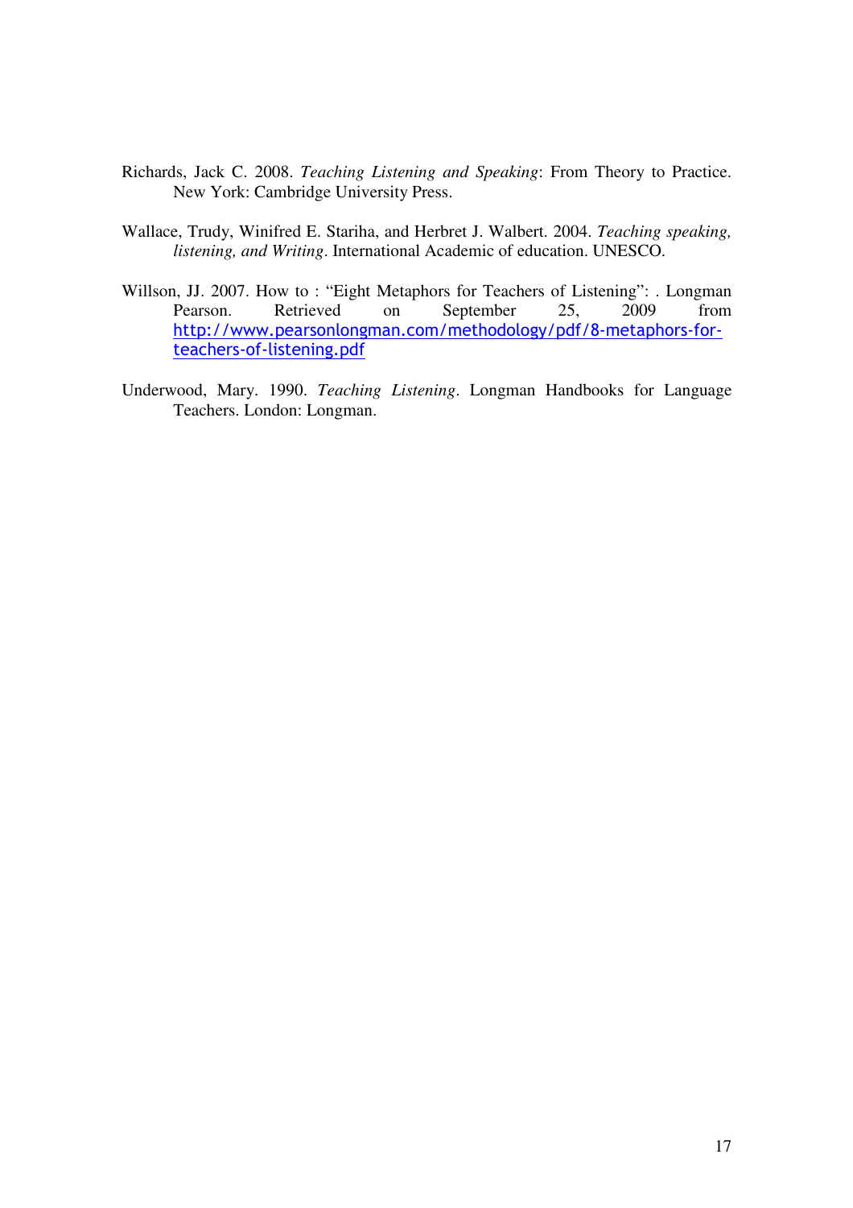Richards, Jack C. 2008. *Teaching Listening and Speaking*: From Theory to Practice. New York: Cambridge University Press.

Wallace, Trudy, Winifred E. Stariha, and Herbret J. Walbert. 2004. *Teaching speaking, listening, and Writing*. International Academic of education. UNESCO.

Willson, JJ. 2007. How to : "Eight Metaphors for Teachers of Listening": . Longman Pearson. Retrieved on September 25, 2009 from http://www.pearsonlongman.com/methodology/pdf/8-metaphors-for-teachers-of-listening.pdf

Underwood, Mary. 1990. *Teaching Listening*. Longman Handbooks for Language Teachers. London: Longman.